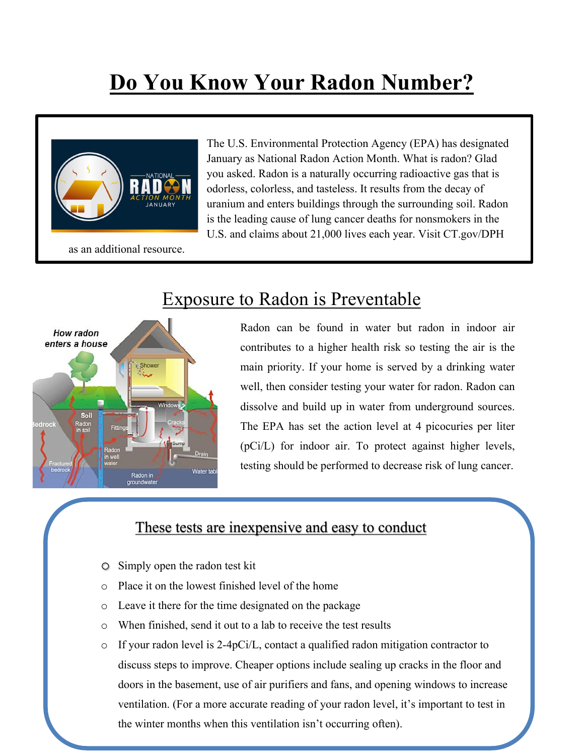# Do You Know Your Radon Number?

The U.S. Environmental Protection Agency (EPA) has designated January as National Radon Action Month. What is radon? Glad you asked. Radon is a naturally occurring radioactive gas that is odorless, colorless, and tasteless. It results from the decay of uranium and enters buildings through the surrounding soil. Radon is the leading cause of lung cancer deaths for nonsmokers in the U.S. and claims about 21,000 lives each year. Visit CT.gov/DPH as an additional resource.

## Exposure to Radon is Preventable

Radon can be found in water but radon in indoor air contributes to a higher health risk so testing the air is the main priority. If your home is served by a drinking water well, then consider testing your water for radon. Radon can dissolve and build up in water from underground sources. The EPA has set the action level at 4 picocuries per liter (pCi/L) for indoor air. To protect against higher levels, testing should be performed to decrease risk of lung cancer.

### These tests are inexpensive and easy to conduct

- Simply open the radon test kit
- Place it on the lowest finished level of the home
- Leave it there for the time designated on the package
- When finished, send it out to a lab to receive the test results
- If your radon level is 2-4pCi/L, contact a qualified radon mitigation contractor to discuss steps to improve. Cheaper options include sealing up cracks in the floor and doors in the basement, use of air purifiers and fans, and opening windows to increase ventilation. (For a more accurate reading of your radon level, it's important to test in the winter months when this ventilation isn't occurring often).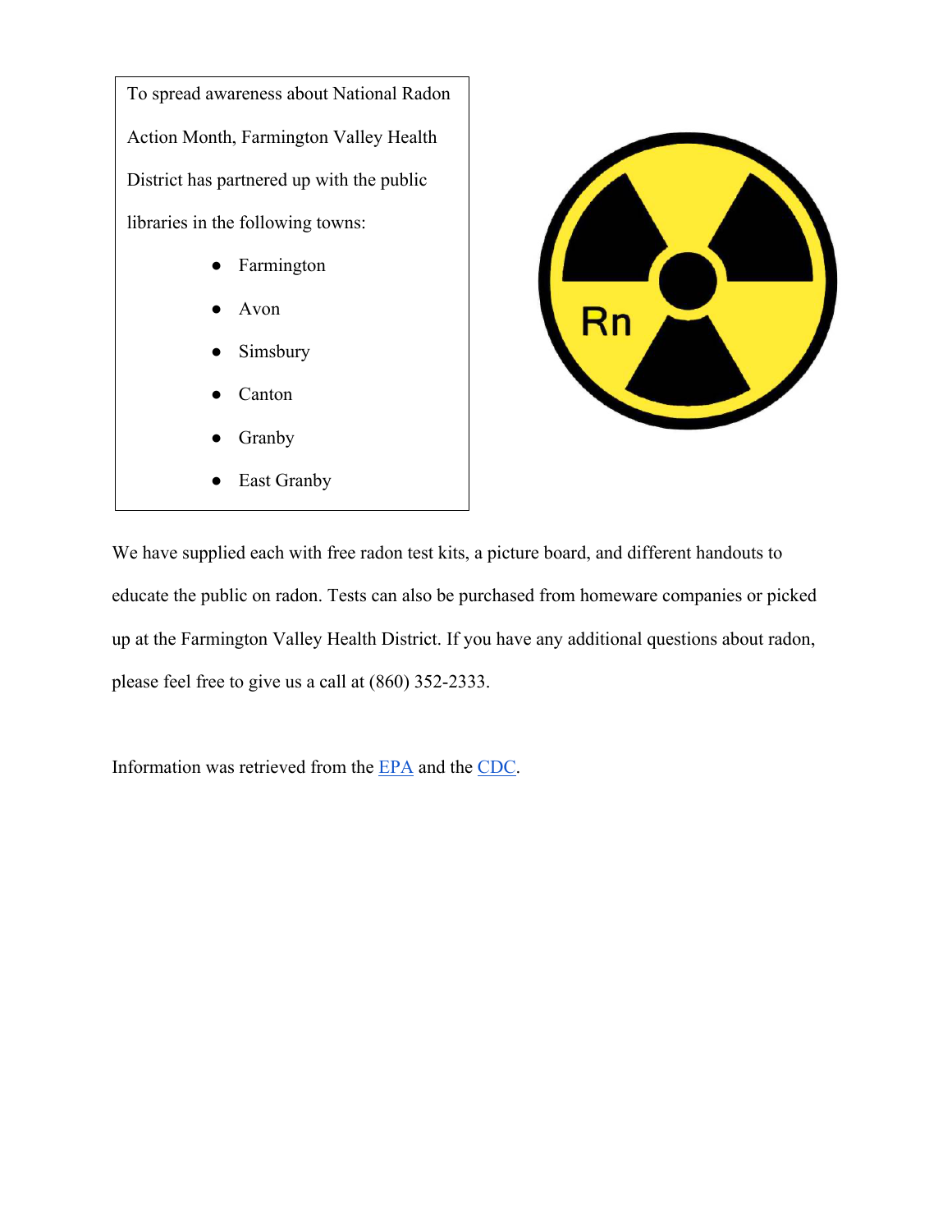To spread awareness about National Radon Action Month, Farmington Valley Health District has partnered up with the public libraries in the following towns:

- Farmington
- Avon
- Simsbury
- Canton
- Granby
- East Granby

We have supplied each with free radon test kits, a picture board, and different handouts to educate the public on radon. Tests can also be purchased from homeware companies or picked up at the Farmington Valley Health District. If you have any additional questions about radon, please feel free to give us a call at (860) 352-2333.

Information was retrieved from the EPA and the CDC.